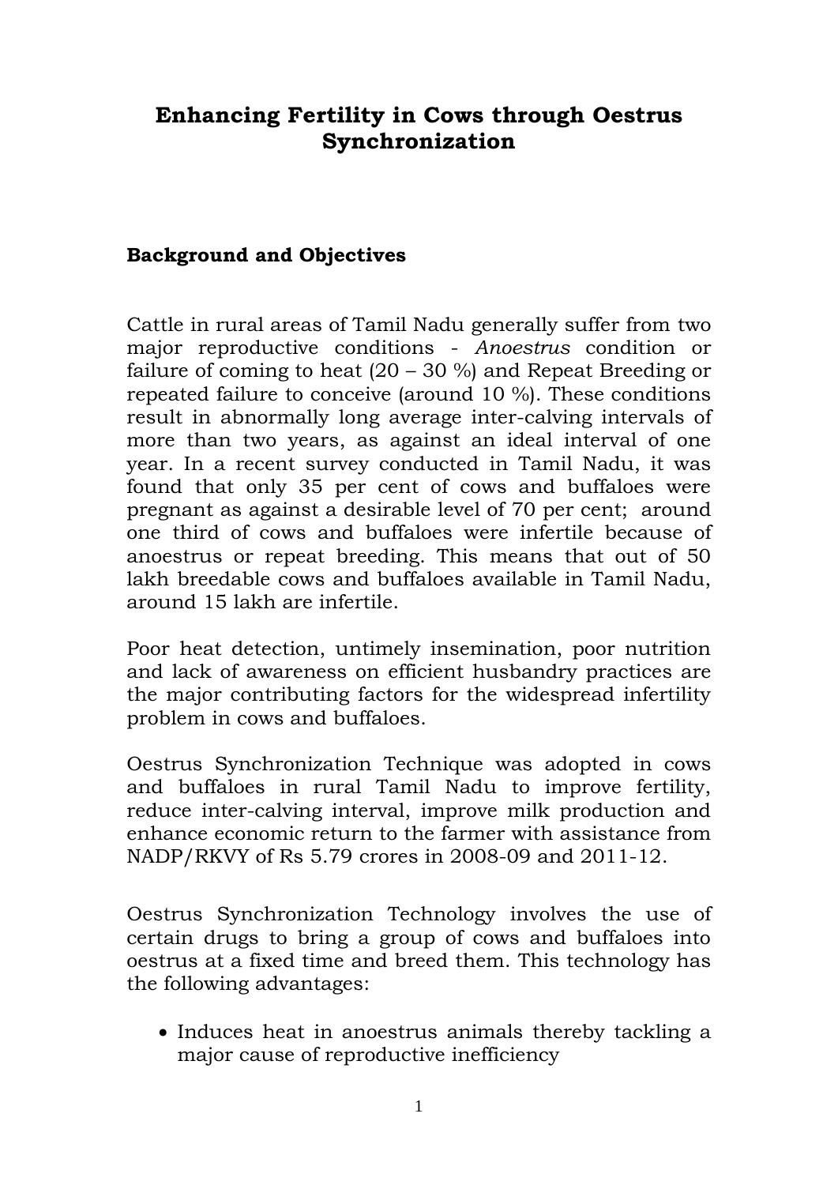# Enhancing Fertility in Cows through Oestrus Synchronization

## Background and Objectives

Cattle in rural areas of Tamil Nadu generally suffer from two major reproductive conditions - *Anoestrus* condition or failure of coming to heat (20 – 30 %) and Repeat Breeding or repeated failure to conceive (around 10 %). These conditions result in abnormally long average inter-calving intervals of more than two years, as against an ideal interval of one year. In a recent survey conducted in Tamil Nadu, it was found that only 35 per cent of cows and buffaloes were pregnant as against a desirable level of 70 per cent; around one third of cows and buffaloes were infertile because of anoestrus or repeat breeding. This means that out of 50 lakh breedable cows and buffaloes available in Tamil Nadu, around 15 lakh are infertile.

Poor heat detection, untimely insemination, poor nutrition and lack of awareness on efficient husbandry practices are the major contributing factors for the widespread infertility problem in cows and buffaloes.

Oestrus Synchronization Technique was adopted in cows and buffaloes in rural Tamil Nadu to improve fertility, reduce inter-calving interval, improve milk production and enhance economic return to the farmer with assistance from NADP/RKVY of Rs 5.79 crores in 2008-09 and 2011-12.

Oestrus Synchronization Technology involves the use of certain drugs to bring a group of cows and buffaloes into oestrus at a fixed time and breed them. This technology has the following advantages:

- Induces heat in anoestrus animals thereby tackling a major cause of reproductive inefficiency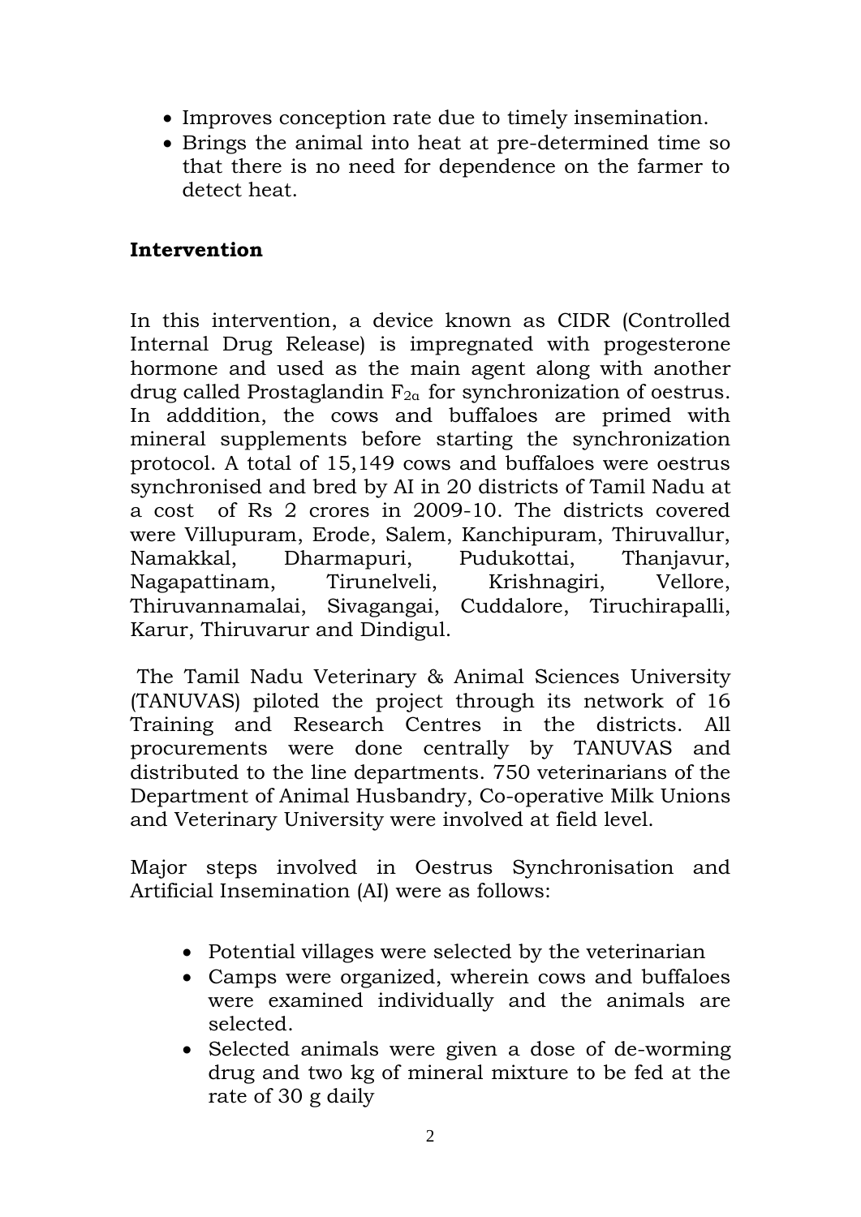- Improves conception rate due to timely insemination.
- Brings the animal into heat at pre-determined time so that there is no need for dependence on the farmer to detect heat.

## Intervention

In this intervention, a device known as CIDR (Controlled Internal Drug Release) is impregnated with progesterone hormone and used as the main agent along with another drug called Prostaglandin $F_{2\alpha}$ for synchronization of oestrus. In adddition, the cows and buffaloes are primed with mineral supplements before starting the synchronization protocol. A total of 15,149 cows and buffaloes were oestrus synchronised and bred by AI in 20 districts of Tamil Nadu at a cost of Rs 2 crores in 2009-10. The districts covered were Villupuram, Erode, Salem, Kanchipuram, Thiruvallur, Namakkal, Dharmapuri, Pudukottai, Thanjavur, Nagapattinam, Tirunelveli, Krishnagiri, Vellore, Thiruvannamalai, Sivagangai, Cuddalore, Tiruchirapalli, Karur, Thiruvarur and Dindigul.

The Tamil Nadu Veterinary & Animal Sciences University (TANUVAS) piloted the project through its network of 16 Training and Research Centres in the districts. All procurements were done centrally by TANUVAS and distributed to the line departments. 750 veterinarians of the Department of Animal Husbandry, Co-operative Milk Unions and Veterinary University were involved at field level.

Major steps involved in Oestrus Synchronisation and Artificial Insemination (AI) were as follows:

- Potential villages were selected by the veterinarian
- Camps were organized, wherein cows and buffaloes were examined individually and the animals are selected.
- Selected animals were given a dose of de-worming drug and two kg of mineral mixture to be fed at the rate of 30 g daily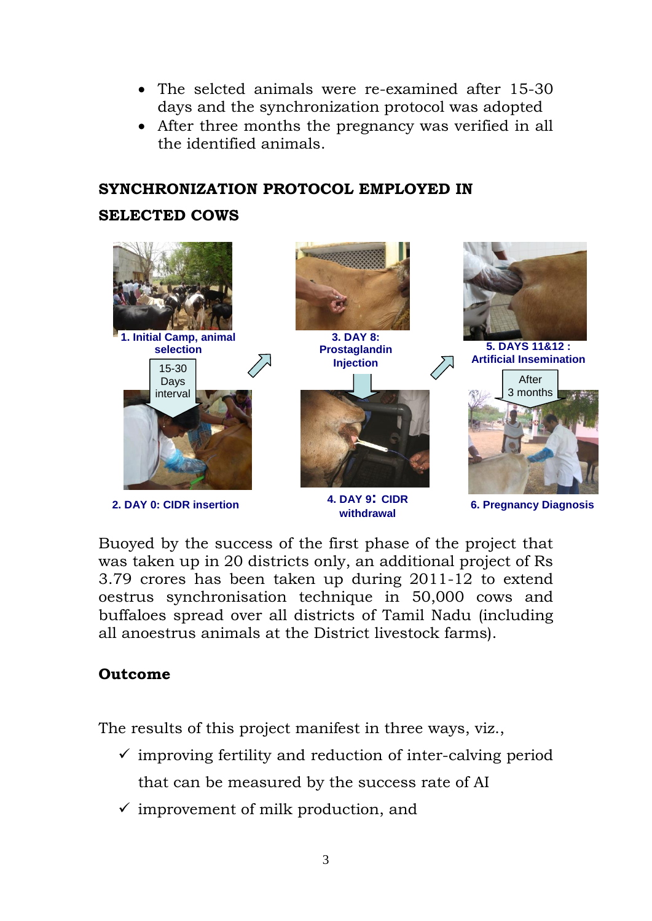- The selcted animals were re-examined after 15-30 days and the synchronization protocol was adopted
- After three months the pregnancy was verified in all the identified animals.

**SYNCHRONIZATION PROTOCOL EMPLOYED IN SELECTED COWS**

1. Initial Camp, animal selection

15-30 Days interval

2. DAY 0: CIDR insertion

3. DAY 8: Prostaglandin Injection

4. DAY 9: CIDR withdrawal

5. DAYS 11&12 : Artificial Insemination

After 3 months

6. Pregnancy Diagnosis

Buoyed by the success of the first phase of the project that was taken up in 20 districts only, an additional project of Rs 3.79 crores has been taken up during 2011-12 to extend oestrus synchronisation technique in 50,000 cows and buffaloes spread over all districts of Tamil Nadu (including all anoestrus animals at the District livestock farms).

**Outcome**

The results of this project manifest in three ways, viz.,

- ✓ improving fertility and reduction of inter-calving period that can be measured by the success rate of AI
- ✓ improvement of milk production, and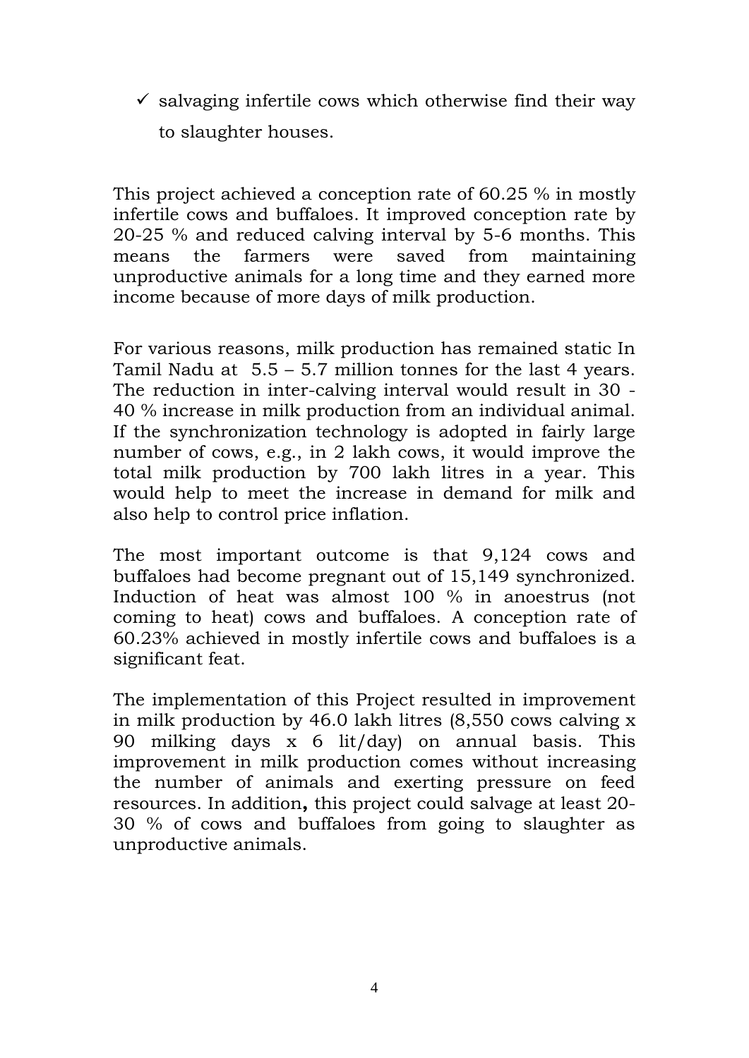- ✓ salvaging infertile cows which otherwise find their way to slaughter houses.

This project achieved a conception rate of 60.25 % in mostly infertile cows and buffaloes. It improved conception rate by 20-25 % and reduced calving interval by 5-6 months. This means the farmers were saved from maintaining unproductive animals for a long time and they earned more income because of more days of milk production.

For various reasons, milk production has remained static In Tamil Nadu at 5.5 – 5.7 million tonnes for the last 4 years. The reduction in inter-calving interval would result in 30 - 40 % increase in milk production from an individual animal. If the synchronization technology is adopted in fairly large number of cows, e.g., in 2 lakh cows, it would improve the total milk production by 700 lakh litres in a year. This would help to meet the increase in demand for milk and also help to control price inflation.

The most important outcome is that 9,124 cows and buffaloes had become pregnant out of 15,149 synchronized. Induction of heat was almost 100 % in anoestrus (not coming to heat) cows and buffaloes. A conception rate of 60.23% achieved in mostly infertile cows and buffaloes is a significant feat.

The implementation of this Project resulted in improvement in milk production by 46.0 lakh litres (8,550 cows calving x 90 milking days x 6 lit/day) on annual basis. This improvement in milk production comes without increasing the number of animals and exerting pressure on feed resources. In addition**,** this project could salvage at least 20-30 % of cows and buffaloes from going to slaughter as unproductive animals.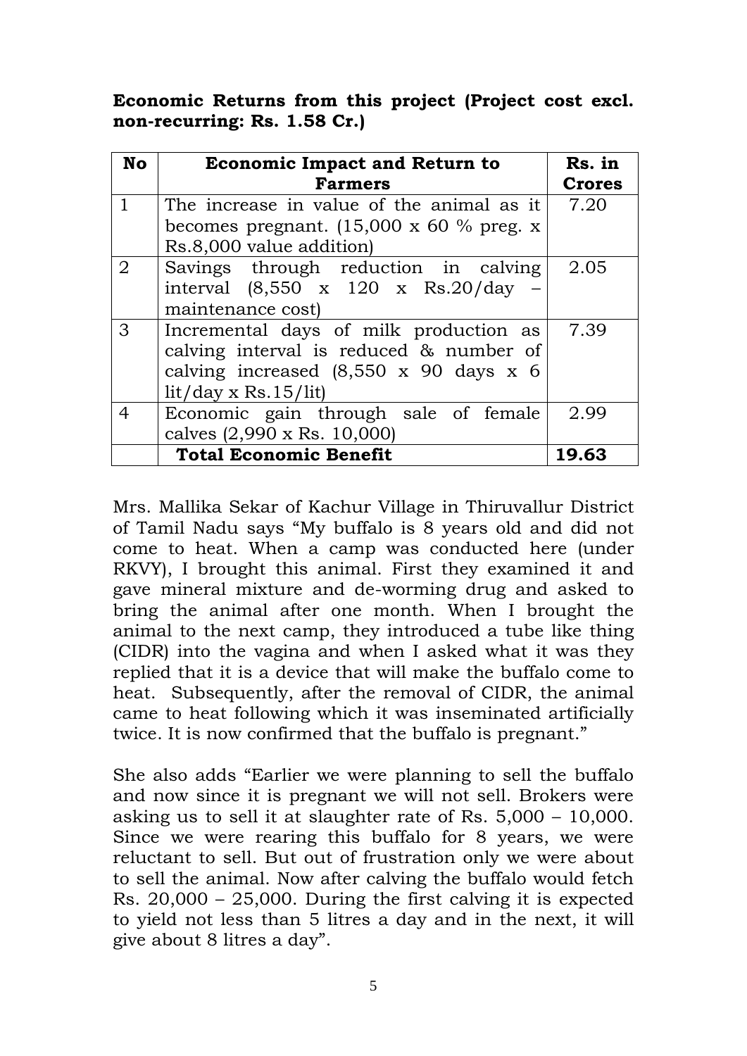**Economic Returns from this project (Project cost excl. non-recurring: Rs. 1.58 Cr.)**

| No | Economic Impact and Return to Farmers | Rs. in Crores |
|---|---|---|
| 1 | The increase in value of the animal as it becomes pregnant. (15,000 x 60 % preg. x Rs.8,000 value addition) | 7.20 |
| 2 | Savings through reduction in calving interval (8,550 x 120 x Rs.20/day – maintenance cost) | 2.05 |
| 3 | Incremental days of milk production as calving interval is reduced & number of calving increased (8,550 x 90 days x 6 lit/day x Rs.15/lit) | 7.39 |
| 4 | Economic gain through sale of female calves (2,990 x Rs. 10,000) | 2.99 |
| | **Total Economic Benefit** | **19.63** |

Mrs. Mallika Sekar of Kachur Village in Thiruvallur District of Tamil Nadu says "My buffalo is 8 years old and did not come to heat. When a camp was conducted here (under RKVY), I brought this animal. First they examined it and gave mineral mixture and de-worming drug and asked to bring the animal after one month. When I brought the animal to the next camp, they introduced a tube like thing (CIDR) into the vagina and when I asked what it was they replied that it is a device that will make the buffalo come to heat. Subsequently, after the removal of CIDR, the animal came to heat following which it was inseminated artificially twice. It is now confirmed that the buffalo is pregnant."

She also adds "Earlier we were planning to sell the buffalo and now since it is pregnant we will not sell. Brokers were asking us to sell it at slaughter rate of Rs. 5,000 – 10,000. Since we were rearing this buffalo for 8 years, we were reluctant to sell. But out of frustration only we were about to sell the animal. Now after calving the buffalo would fetch Rs. 20,000 – 25,000. During the first calving it is expected to yield not less than 5 litres a day and in the next, it will give about 8 litres a day".